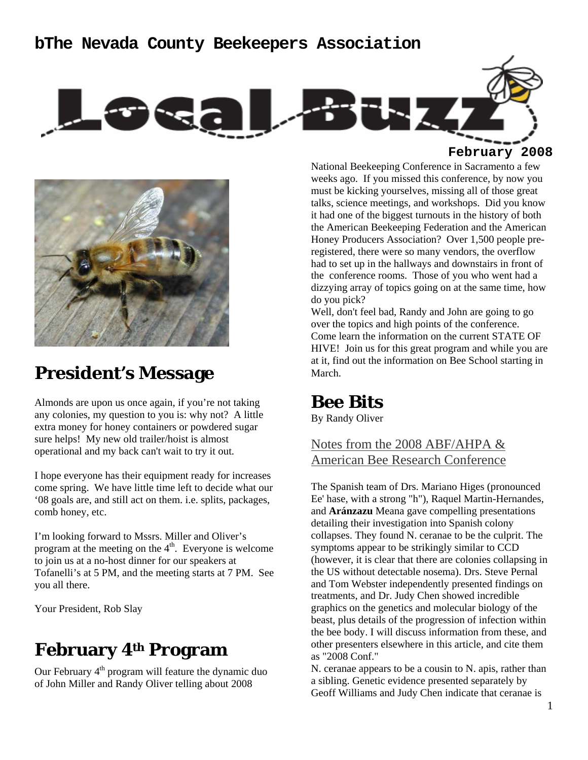# bThe Nevada County Beekeepers Association

# Local Buzz

**February 2008**

## President's Message

Almonds are upon us once again, if you're not taking any colonies, my question to you is: why not? A little extra money for honey containers or powdered sugar sure helps! My new old trailer/hoist is almost operational and my back can't wait to try it out.

I hope everyone has their equipment ready for increases come spring. We have little time left to decide what our '08 goals are, and still act on them. i.e. splits, packages, comb honey, etc.

I'm looking forward to Mssrs. Miller and Oliver's program at the meeting on the 4th. Everyone is welcome to join us at a no-host dinner for our speakers at Tofanelli's at 5 PM, and the meeting starts at 7 PM. See you all there.

Your President, Rob Slay

## February 4th Program

Our February 4th program will feature the dynamic duo of John Miller and Randy Oliver telling about 2008 National Beekeeping Conference in Sacramento a few weeks ago. If you missed this conference, by now you must be kicking yourselves, missing all of those great talks, science meetings, and workshops. Did you know it had one of the biggest turnouts in the history of both the American Beekeeping Federation and the American Honey Producers Association? Over 1,500 people pre-registered, there were so many vendors, the overflow had to set up in the hallways and downstairs in front of the conference rooms. Those of you who went had a dizzying array of topics going on at the same time, how do you pick?

Well, don't feel bad, Randy and John are going to go over the topics and high points of the conference. Come learn the information on the current STATE OF HIVE! Join us for this great program and while you are at it, find out the information on Bee School starting in March.

## Bee Bits

By Randy Oliver

### Notes from the 2008 ABF/AHPA & American Bee Research Conference

The Spanish team of Drs. Mariano Higes (pronounced Ee' hase, with a strong "h"), Raquel Martin-Hernandes, and **Aránzazu** Meana gave compelling presentations detailing their investigation into Spanish colony collapses. They found N. ceranae to be the culprit. The symptoms appear to be strikingly similar to CCD (however, it is clear that there are colonies collapsing in the US without detectable nosema). Drs. Steve Pernal and Tom Webster independently presented findings on treatments, and Dr. Judy Chen showed incredible graphics on the genetics and molecular biology of the beast, plus details of the progression of infection within the bee body. I will discuss information from these, and other presenters elsewhere in this article, and cite them as "2008 Conf."

N. ceranae appears to be a cousin to N. apis, rather than a sibling. Genetic evidence presented separately by Geoff Williams and Judy Chen indicate that ceranae is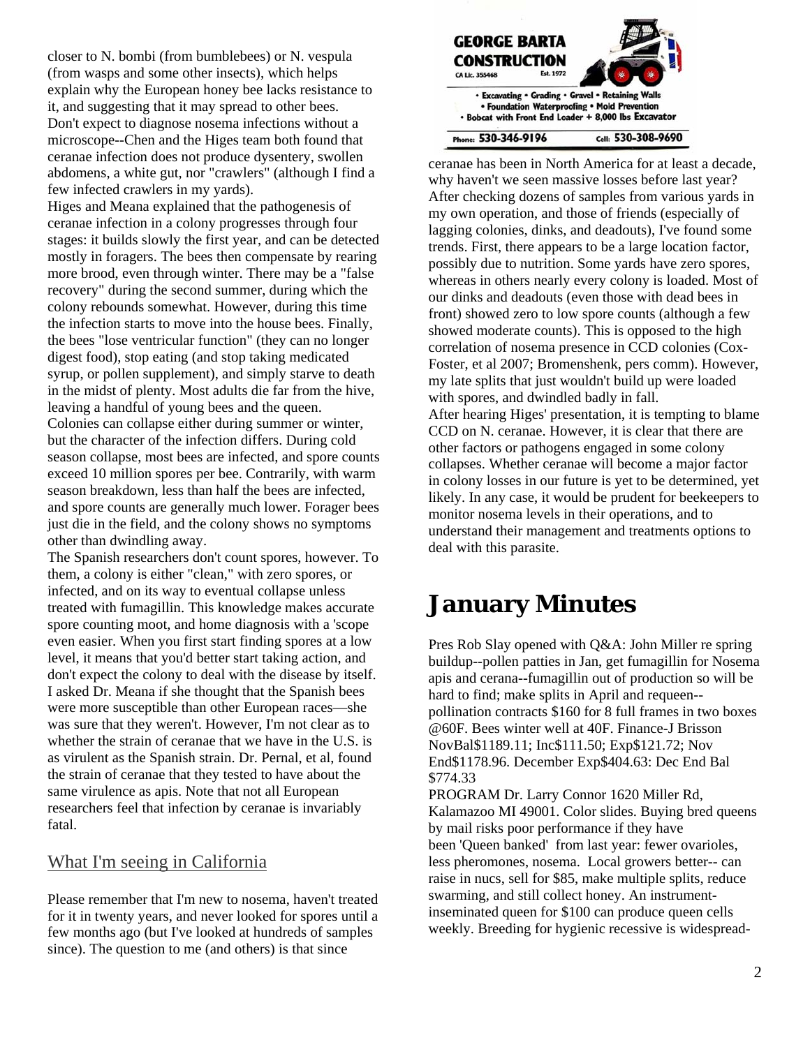closer to N. bombi (from bumblebees) or N. vespula (from wasps and some other insects), which helps explain why the European honey bee lacks resistance to it, and suggesting that it may spread to other bees.

Don't expect to diagnose nosema infections without a microscope--Chen and the Higes team both found that ceranae infection does not produce dysentery, swollen abdomens, a white gut, nor "crawlers" (although I find a few infected crawlers in my yards).

Higes and Meana explained that the pathogenesis of ceranae infection in a colony progresses through four stages: it builds slowly the first year, and can be detected mostly in foragers. The bees then compensate by rearing more brood, even through winter. There may be a "false recovery" during the second summer, during which the colony rebounds somewhat. However, during this time the infection starts to move into the house bees. Finally, the bees "lose ventricular function" (they can no longer digest food), stop eating (and stop taking medicated syrup, or pollen supplement), and simply starve to death in the midst of plenty. Most adults die far from the hive, leaving a handful of young bees and the queen.

Colonies can collapse either during summer or winter, but the character of the infection differs. During cold season collapse, most bees are infected, and spore counts exceed 10 million spores per bee. Contrarily, with warm season breakdown, less than half the bees are infected, and spore counts are generally much lower. Forager bees just die in the field, and the colony shows no symptoms other than dwindling away.

The Spanish researchers don't count spores, however. To them, a colony is either "clean," with zero spores, or infected, and on its way to eventual collapse unless treated with fumagillin. This knowledge makes accurate spore counting moot, and home diagnosis with a 'scope even easier. When you first start finding spores at a low level, it means that you'd better start taking action, and don't expect the colony to deal with the disease by itself.

I asked Dr. Meana if she thought that the Spanish bees were more susceptible than other European races—she was sure that they weren't. However, I'm not clear as to whether the strain of ceranae that we have in the U.S. is as virulent as the Spanish strain. Dr. Pernal, et al, found the strain of ceranae that they tested to have about the same virulence as apis. Note that not all European researchers feel that infection by ceranae is invariably fatal.

## What I'm seeing in California

Please remember that I'm new to nosema, haven't treated for it in twenty years, and never looked for spores until a few months ago (but I've looked at hundreds of samples since). The question to me (and others) is that since ceranae has been in North America for at least a decade, why haven't we seen massive losses before last year?

After checking dozens of samples from various yards in my own operation, and those of friends (especially of lagging colonies, dinks, and deadouts), I've found some trends. First, there appears to be a large location factor, possibly due to nutrition. Some yards have zero spores, whereas in others nearly every colony is loaded. Most of our dinks and deadouts (even those with dead bees in front) showed zero to low spore counts (although a few showed moderate counts). This is opposed to the high correlation of nosema presence in CCD colonies (Cox-Foster, et al 2007; Bromenshenk, pers comm). However, my late splits that just wouldn't build up were loaded with spores, and dwindled badly in fall.

After hearing Higes' presentation, it is tempting to blame CCD on N. ceranae. However, it is clear that there are other factors or pathogens engaged in some colony collapses. Whether ceranae will become a major factor in colony losses in our future is yet to be determined, yet likely. In any case, it would be prudent for beekeepers to monitor nosema levels in their operations, and to understand their management and treatments options to deal with this parasite.

GEORGE BARTA CONSTRUCTION
CA Lic. 355468 Est. 1972
• Excavating • Grading • Gravel • Retaining Walls
• Foundation Waterproofing • Mold Prevention
• Bobcat with Front End Loader + 8,000 lbs Excavator
Phone: 530-346-9196 Cell: 530-308-9690

# January Minutes

Pres Rob Slay opened with Q&A: John Miller re spring buildup--pollen patties in Jan, get fumagillin for Nosema apis and cerana--fumagillin out of production so will be hard to find; make splits in April and requeen--pollination contracts $160 for 8 full frames in two boxes @60F. Bees winter well at 40F. Finance-J Brisson NovBal$1189.11; Inc$111.50; Exp$121.72; Nov End$1178.96. December Exp$404.63: Dec End Bal $774.33

PROGRAM Dr. Larry Connor 1620 Miller Rd, Kalamazoo MI 49001. Color slides. Buying bred queens by mail risks poor performance if they have been 'Queen banked' from last year: fewer ovarioles, less pheromones, nosema. Local growers better-- can raise in nucs, sell for $85, make multiple splits, reduce swarming, and still collect honey. An instrument-inseminated queen for $100 can produce queen cells weekly. Breeding for hygienic recessive is widespread-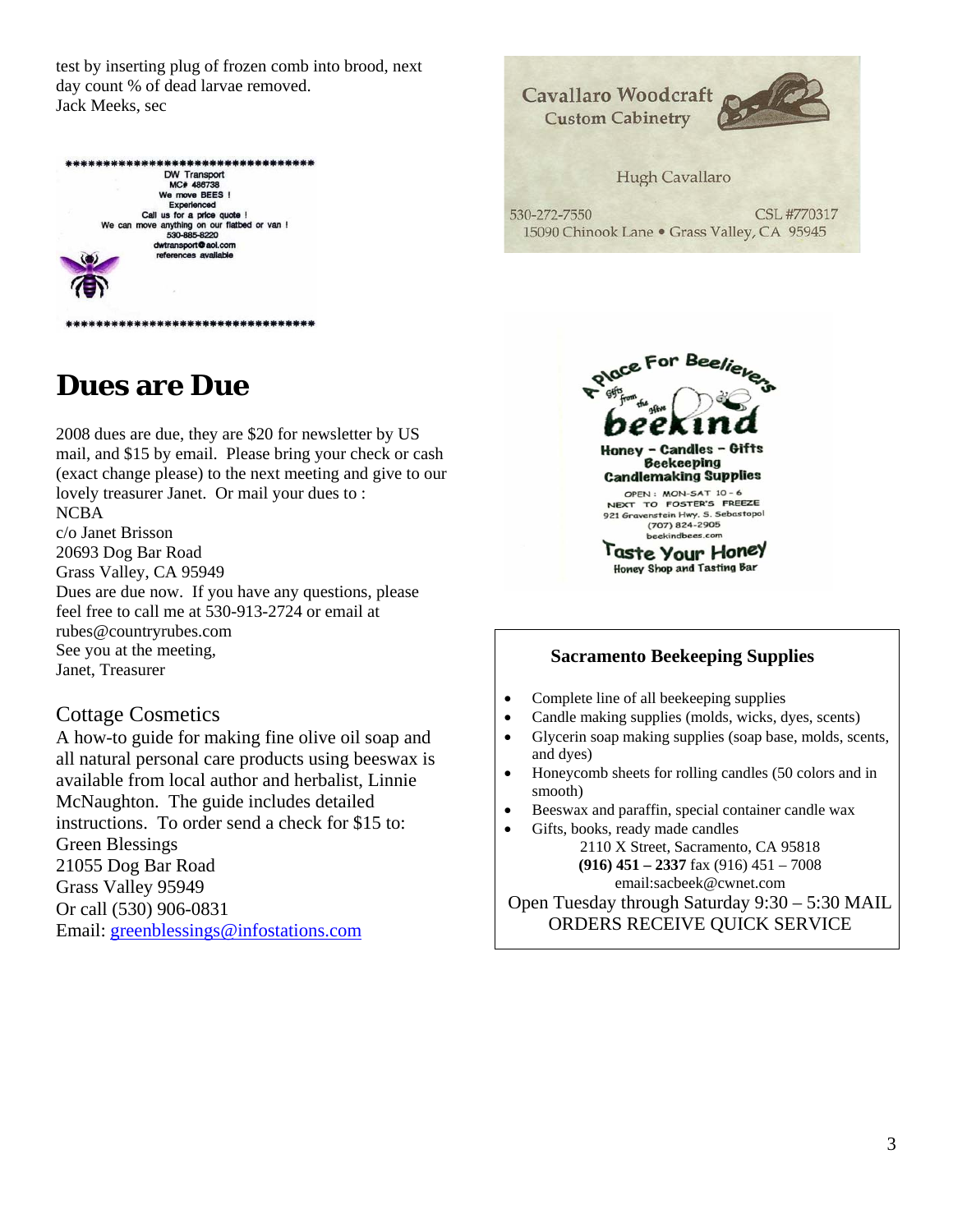test by inserting plug of frozen comb into brood, next day count % of dead larvae removed.
Jack Meeks, sec

************************************

DW Transport
MC# 486738
We move BEES !
Experienced
Call us for a price quote !
We can move anything on our flatbed or van !
530-885-8220
dwtransport@aol.com
references available

************************************

# Dues are Due

2008 dues are due, they are $20 for newsletter by US mail, and $15 by email. Please bring your check or cash (exact change please) to the next meeting and give to our lovely treasurer Janet. Or mail your dues to :
NCBA
c/o Janet Brisson
20693 Dog Bar Road
Grass Valley, CA 95949
Dues are due now. If you have any questions, please feel free to call me at 530-913-2724 or email at rubes@countryrubes.com
See you at the meeting,
Janet, Treasurer

## Cottage Cosmetics

A how-to guide for making fine olive oil soap and all natural personal care products using beeswax is available from local author and herbalist, Linnie McNaughton. The guide includes detailed instructions. To order send a check for $15 to:
Green Blessings
21055 Dog Bar Road
Grass Valley 95949
Or call (530) 906-0831
Email: greenblessings@infostations.com

Cavallaro Woodcraft
Custom Cabinetry

Hugh Cavallaro

530-272-7550 CSL #770317
15090 Chinook Lane • Grass Valley, CA 95945

A Place For Beelievers
Gifts from the Hive
beekind
Honey - Candles - Gifts
Beekeeping
Candlemaking Supplies
OPEN : MON-SAT 10 - 6
NEXT TO FOSTER'S FREEZE
921 Gravenstein Hwy. S. Sebastopol
(707) 824-2905
beekindbees.com
Taste Your Honey
Honey Shop and Tasting Bar

**Sacramento Beekeeping Supplies**

- Complete line of all beekeeping supplies
- Candle making supplies (molds, wicks, dyes, scents)
- Glycerin soap making supplies (soap base, molds, scents, and dyes)
- Honeycomb sheets for rolling candles (50 colors and in smooth)
- Beeswax and paraffin, special container candle wax
- Gifts, books, ready made candles

2110 X Street, Sacramento, CA 95818
**(916) 451 – 2337** fax (916) 451 – 7008
email:sacbeek@cwnet.com
Open Tuesday through Saturday 9:30 – 5:30 MAIL ORDERS RECEIVE QUICK SERVICE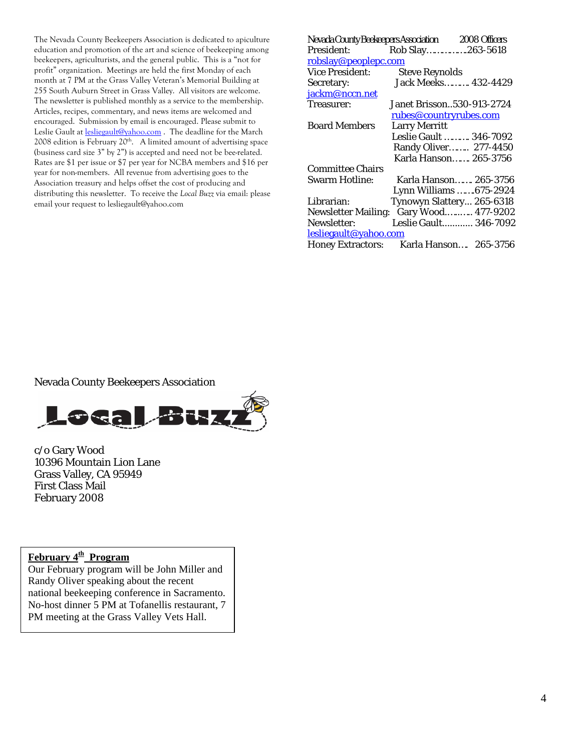The Nevada County Beekeepers Association is dedicated to apiculture education and promotion of the art and science of beekeeping among beekeepers, agriculturists, and the general public. This is a "not for profit" organization. Meetings are held the first Monday of each month at 7 PM at the Grass Valley Veteran's Memorial Building at 255 South Auburn Street in Grass Valley. All visitors are welcome. The newsletter is published monthly as a service to the membership. Articles, recipes, commentary, and news items are welcomed and encouraged. Submission by email is encouraged. Please submit to Leslie Gault at lesliegault@yahoo.com . The deadline for the March 2008 edition is February 20th. A limited amount of advertising space (business card size 3" by 2") is accepted and need not be bee-related. Rates are $1 per issue or $7 per year for NCBA members and $16 per year for non-members. All revenue from advertising goes to the Association treasury and helps offset the cost of producing and distributing this newsletter. To receive the *Local Buzz* via email: please email your request to lesliegault@yahoo.com

**Nevada County Beekeepers Association 2008 Officers**

President: Rob Slay…………263-5618
robslay@peoplepc.com
Vice President: Steve Reynolds
Secretary: Jack Meeks……… 432-4429
jackm@nccn.net
Treasurer: Janet Brisson..530-913-2724
rubes@countryrubes.com
Board Members: Larry Merritt
Leslie Gault ……… 346-7092
Randy Oliver……. 277-4450
Karla Hanson…… 265-3756

Committee Chairs
Swarm Hotline: Karla Hanson…… 265-3756
Lynn Williams ……675-2924
Librarian: Tynowyn Slattery... 265-6318
Newsletter Mailing: Gary Wood……… 477-9202
Newsletter: Leslie Gault............ 346-7092
lesliegault@yahoo.com
Honey Extractors: Karla Hanson…. 265-3756

Nevada County Beekeepers Association

**Local Buzz**

c/o Gary Wood
10396 Mountain Lion Lane
Grass Valley, CA 95949
First Class Mail
February 2008

**February 4th Program**

Our February program will be John Miller and Randy Oliver speaking about the recent national beekeeping conference in Sacramento. No-host dinner 5 PM at Tofanellis restaurant, 7 PM meeting at the Grass Valley Vets Hall.